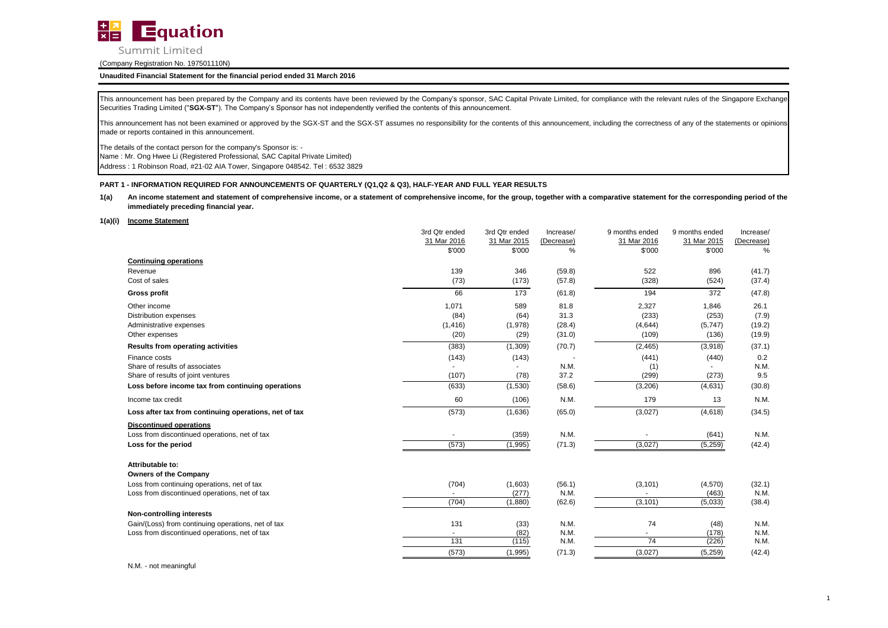**Equation Summit Limited**

(Company Registration No. 197501110N)

**Unaudited Financial Statement for the financial period ended 31 March 2016**

This announcement has been prepared by the Company and its contents have been reviewed by the Company's sponsor, SAC Capital Private Limited, for compliance with the relevant rules of the Singapore Exchange Securities Trading Limited ("**SGX-ST**"). The Company's Sponsor has not independently verified the contents of this announcement.

This announcement has not been examined or approved by the SGX-ST and the SGX-ST assumes no responsibility for the contents of this announcement, including the correctness of any of the statements or opinions made or reports contained in this announcement.

The details of the contact person for the company's Sponsor is: -
Name : Mr. Ong Hwee Li (Registered Professional, SAC Capital Private Limited)
Address : 1 Robinson Road, #21-02 AIA Tower, Singapore 048542. Tel : 6532 3829

**PART 1 - INFORMATION REQUIRED FOR ANNOUNCEMENTS OF QUARTERLY (Q1,Q2 & Q3), HALF-YEAR AND FULL YEAR RESULTS**

**1(a) An income statement and statement of comprehensive income, or a statement of comprehensive income, for the group, together with a comparative statement for the corresponding period of the immediately preceding financial year.**

**1(a)(i) Income Statement**

| | 3rd Qtr ended 31 Mar 2016 $'000 | 3rd Qtr ended 31 Mar 2015 $'000 | Increase/ (Decrease) % | 9 months ended 31 Mar 2016 $'000 | 9 months ended 31 Mar 2015 $'000 | Increase/ (Decrease) % |
|---|---|---|---|---|---|---|
| **Continuing operations** | | | | | | |
| Revenue | 139 | 346 | (59.8) | 522 | 896 | (41.7) |
| Cost of sales | (73) | (173) | (57.8) | (328) | (524) | (37.4) |
| **Gross profit** | 66 | 173 | (61.8) | 194 | 372 | (47.8) |
| Other income | 1,071 | 589 | 81.8 | 2,327 | 1,846 | 26.1 |
| Distribution expenses | (84) | (64) | 31.3 | (233) | (253) | (7.9) |
| Administrative expenses | (1,416) | (1,978) | (28.4) | (4,644) | (5,747) | (19.2) |
| Other expenses | (20) | (29) | (31.0) | (109) | (136) | (19.9) |
| **Results from operating activities** | (383) | (1,309) | (70.7) | (2,465) | (3,918) | (37.1) |
| Finance costs | (143) | (143) | - | (441) | (440) | 0.2 |
| Share of results of associates | - | - | N.M. | (1) | - | N.M. |
| Share of results of joint ventures | (107) | (78) | 37.2 | (299) | (273) | 9.5 |
| **Loss before income tax from continuing operations** | (633) | (1,530) | (58.6) | (3,206) | (4,631) | (30.8) |
| Income tax credit | 60 | (106) | N.M. | 179 | 13 | N.M. |
| **Loss after tax from continuing operations, net of tax** | (573) | (1,636) | (65.0) | (3,027) | (4,618) | (34.5) |
| **Discontinued operations** | | | | | | |
| Loss from discontinued operations, net of tax | - | (359) | N.M. | - | (641) | N.M. |
| **Loss for the period** | (573) | (1,995) | (71.3) | (3,027) | (5,259) | (42.4) |
| **Attributable to:** | | | | | | |
| **Owners of the Company** | | | | | | |
| Loss from continuing operations, net of tax | (704) | (1,603) | (56.1) | (3,101) | (4,570) | (32.1) |
| Loss from discontinued operations, net of tax | - | (277) | N.M. | - | (463) | N.M. |
| | (704) | (1,880) | (62.6) | (3,101) | (5,033) | (38.4) |
| **Non-controlling interests** | | | | | | |
| Gain/(Loss) from continuing operations, net of tax | 131 | (33) | N.M. | 74 | (48) | N.M. |
| Loss from discontinued operations, net of tax | - | (82) | N.M. | - | (178) | N.M. |
| | 131 | (115) | N.M. | 74 | (226) | N.M. |
| | (573) | (1,995) | (71.3) | (3,027) | (5,259) | (42.4) |

N.M. - not meaningful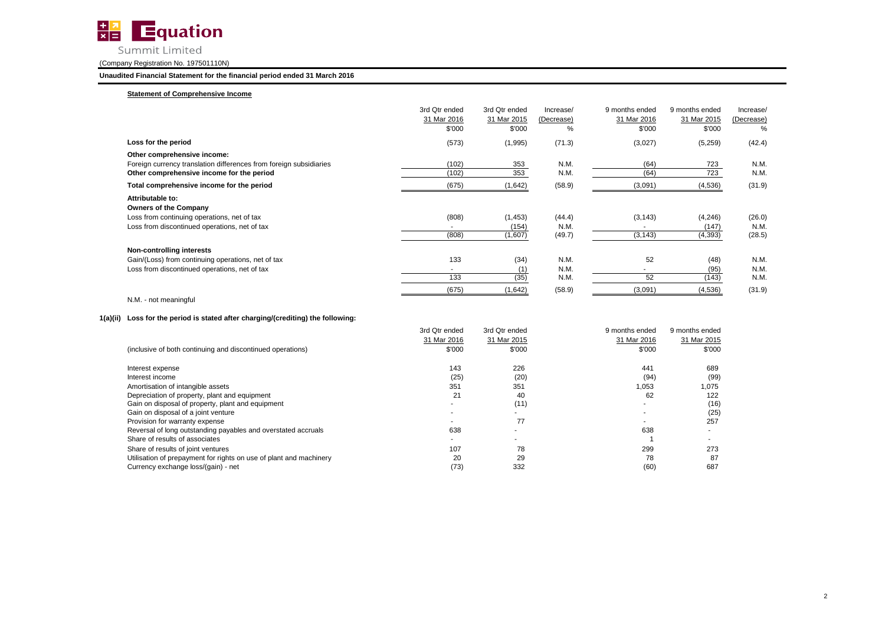Equation Summit Limited

(Company Registration No. 197501110N)

**Unaudited Financial Statement for the financial period ended 31 March 2016**

**Statement of Comprehensive Income**

| | 3rd Qtr ended 31 Mar 2016 $'000 | 3rd Qtr ended 31 Mar 2015 $'000 | Increase/ (Decrease) % | 9 months ended 31 Mar 2016 $'000 | 9 months ended 31 Mar 2015 $'000 | Increase/ (Decrease) % |
|---|---|---|---|---|---|---|
| **Loss for the period** | (573) | (1,995) | (71.3) | (3,027) | (5,259) | (42.4) |
| **Other comprehensive income:** | | | | | | |
| Foreign currency translation differences from foreign subsidiaries | (102) | 353 | N.M. | (64) | 723 | N.M. |
| **Other comprehensive income for the period** | (102) | 353 | N.M. | (64) | 723 | N.M. |
| **Total comprehensive income for the period** | (675) | (1,642) | (58.9) | (3,091) | (4,536) | (31.9) |
| **Attributable to:** | | | | | | |
| **Owners of the Company** | | | | | | |
| Loss from continuing operations, net of tax | (808) | (1,453) | (44.4) | (3,143) | (4,246) | (26.0) |
| Loss from discontinued operations, net of tax | - | (154) | N.M. | - | (147) | N.M. |
| | (808) | (1,607) | (49.7) | (3,143) | (4,393) | (28.5) |
| **Non-controlling interests** | | | | | | |
| Gain/(Loss) from continuing operations, net of tax | 133 | (34) | N.M. | 52 | (48) | N.M. |
| Loss from discontinued operations, net of tax | - | (1) | N.M. | - | (95) | N.M. |
| | 133 | (35) | N.M. | 52 | (143) | N.M. |
| | (675) | (1,642) | (58.9) | (3,091) | (4,536) | (31.9) |

N.M. - not meaningful

**1(a)(ii) Loss for the period is stated after charging/(crediting) the following:**

| (inclusive of both continuing and discontinued operations) | 3rd Qtr ended 31 Mar 2016 $'000 | 3rd Qtr ended 31 Mar 2015 $'000 | 9 months ended 31 Mar 2016 $'000 | 9 months ended 31 Mar 2015 $'000 |
|---|---|---|---|---|
| Interest expense | 143 | 226 | 441 | 689 |
| Interest income | (25) | (20) | (94) | (99) |
| Amortisation of intangible assets | 351 | 351 | 1,053 | 1,075 |
| Depreciation of property, plant and equipment | 21 | 40 | 62 | 122 |
| Gain on disposal of property, plant and equipment | - | (11) | - | (16) |
| Gain on disposal of a joint venture | - | - | - | (25) |
| Provision for warranty expense | - | 77 | - | 257 |
| Reversal of long outstanding payables and overstated accruals | 638 | - | 638 | - |
| Share of results of associates | - | - | 1 | - |
| Share of results of joint ventures | 107 | 78 | 299 | 273 |
| Utilisation of prepayment for rights on use of plant and machinery | 20 | 29 | 78 | 87 |
| Currency exchange loss/(gain) - net | (73) | 332 | (60) | 687 |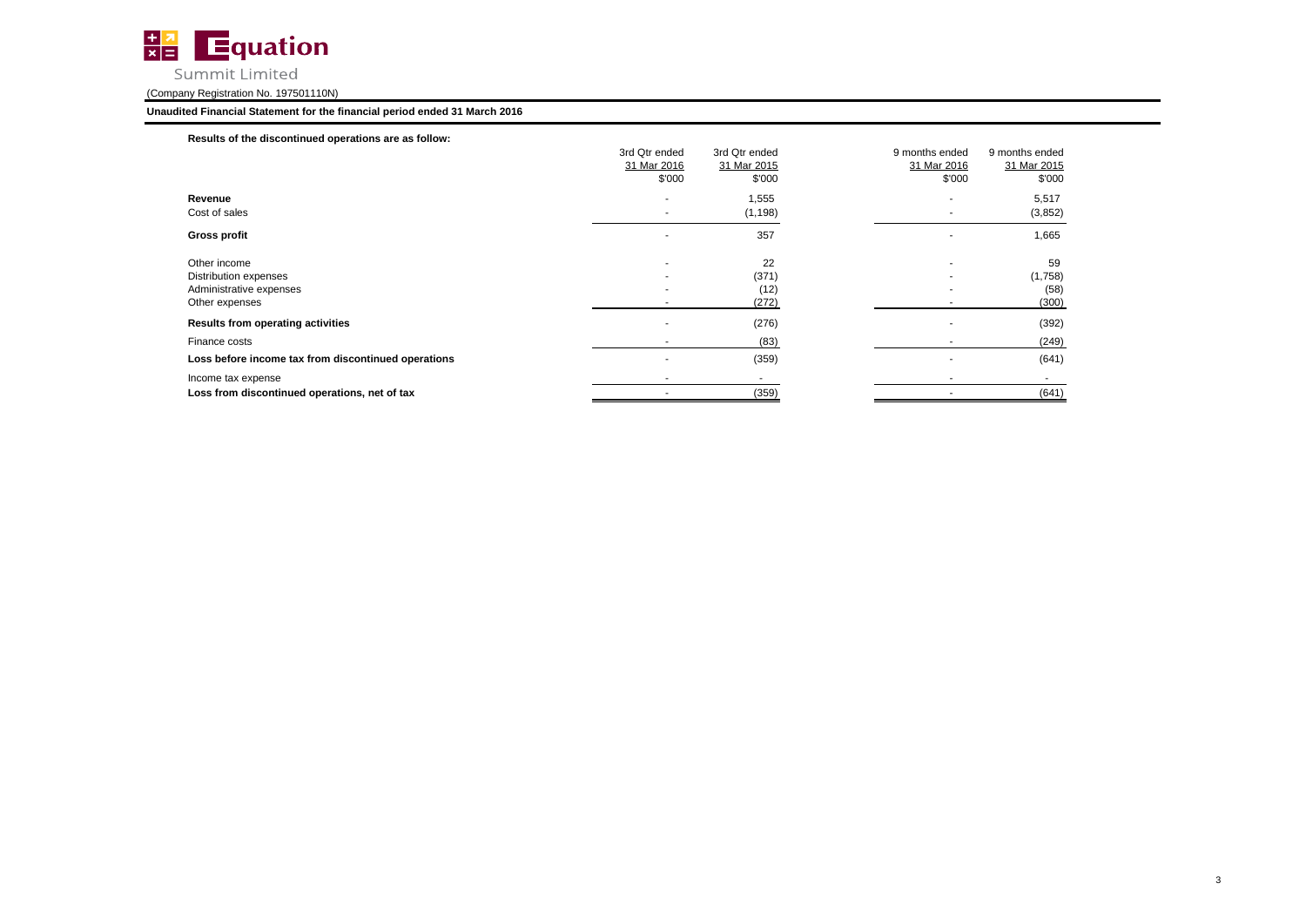Equation Summit Limited

(Company Registration No. 197501110N)

**Unaudited Financial Statement for the financial period ended 31 March 2016**

**Results of the discontinued operations are as follow:**

| | 3rd Qtr ended 31 Mar 2016 $'000 | 3rd Qtr ended 31 Mar 2015 $'000 | 9 months ended 31 Mar 2016 $'000 | 9 months ended 31 Mar 2015 $'000 |
|---|---|---|---|---|
| **Revenue** | - | 1,555 | - | 5,517 |
| Cost of sales | - | (1,198) | - | (3,852) |
| **Gross profit** | - | 357 | - | 1,665 |
| Other income | - | 22 | - | 59 |
| Distribution expenses | - | (371) | - | (1,758) |
| Administrative expenses | - | (12) | - | (58) |
| Other expenses | - | (272) | - | (300) |
| **Results from operating activities** | - | (276) | - | (392) |
| Finance costs | - | (83) | - | (249) |
| **Loss before income tax from discontinued operations** | - | (359) | - | (641) |
| Income tax expense | - | - | - | - |
| **Loss from discontinued operations, net of tax** | - | (359) | - | (641) |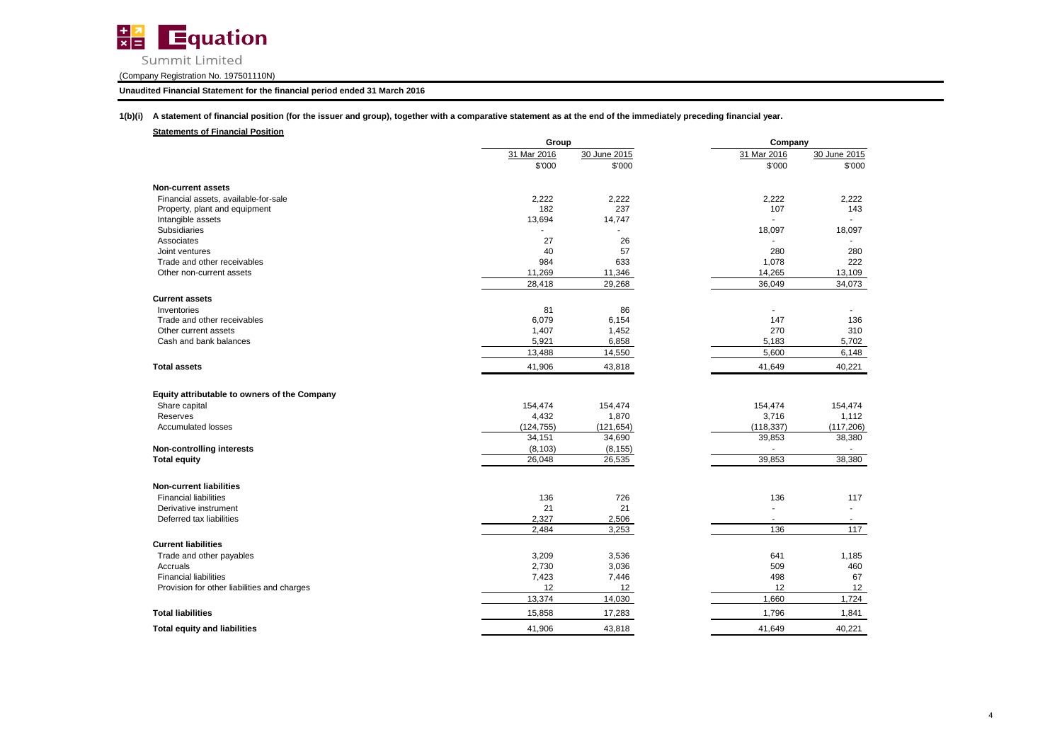Equation Summit Limited

(Company Registration No. 197501110N)

**Unaudited Financial Statement for the financial period ended 31 March 2016**

**1(b)(i) A statement of financial position (for the issuer and group), together with a comparative statement as at the end of the immediately preceding financial year.**

**Statements of Financial Position**

| | Group | | Company | |
|---|---|---|---|---|
| | 31 Mar 2016 | 30 June 2015 | 31 Mar 2016 | 30 June 2015 |
| | $'000 | $'000 | $'000 | $'000 |
| **Non-current assets** | | | | |
| Financial assets, available-for-sale | 2,222 | 2,222 | 2,222 | 2,222 |
| Property, plant and equipment | 182 | 237 | 107 | 143 |
| Intangible assets | 13,694 | 14,747 | - | - |
| Subsidiaries | - | - | 18,097 | 18,097 |
| Associates | 27 | 26 | - | - |
| Joint ventures | 40 | 57 | 280 | 280 |
| Trade and other receivables | 984 | 633 | 1,078 | 222 |
| Other non-current assets | 11,269 | 11,346 | 14,265 | 13,109 |
| | 28,418 | 29,268 | 36,049 | 34,073 |
| **Current assets** | | | | |
| Inventories | 81 | 86 | - | - |
| Trade and other receivables | 6,079 | 6,154 | 147 | 136 |
| Other current assets | 1,407 | 1,452 | 270 | 310 |
| Cash and bank balances | 5,921 | 6,858 | 5,183 | 5,702 |
| | 13,488 | 14,550 | 5,600 | 6,148 |
| **Total assets** | 41,906 | 43,818 | 41,649 | 40,221 |
| **Equity attributable to owners of the Company** | | | | |
| Share capital | 154,474 | 154,474 | 154,474 | 154,474 |
| Reserves | 4,432 | 1,870 | 3,716 | 1,112 |
| Accumulated losses | (124,755) | (121,654) | (118,337) | (117,206) |
| | 34,151 | 34,690 | 39,853 | 38,380 |
| **Non-controlling interests** | (8,103) | (8,155) | - | - |
| **Total equity** | 26,048 | 26,535 | 39,853 | 38,380 |
| **Non-current liabilities** | | | | |
| Financial liabilities | 136 | 726 | 136 | 117 |
| Derivative instrument | 21 | 21 | - | - |
| Deferred tax liabilities | 2,327 | 2,506 | - | - |
| | 2,484 | 3,253 | 136 | 117 |
| **Current liabilities** | | | | |
| Trade and other payables | 3,209 | 3,536 | 641 | 1,185 |
| Accruals | 2,730 | 3,036 | 509 | 460 |
| Financial liabilities | 7,423 | 7,446 | 498 | 67 |
| Provision for other liabilities and charges | 12 | 12 | 12 | 12 |
| | 13,374 | 14,030 | 1,660 | 1,724 |
| **Total liabilities** | 15,858 | 17,283 | 1,796 | 1,841 |
| **Total equity and liabilities** | 41,906 | 43,818 | 41,649 | 40,221 |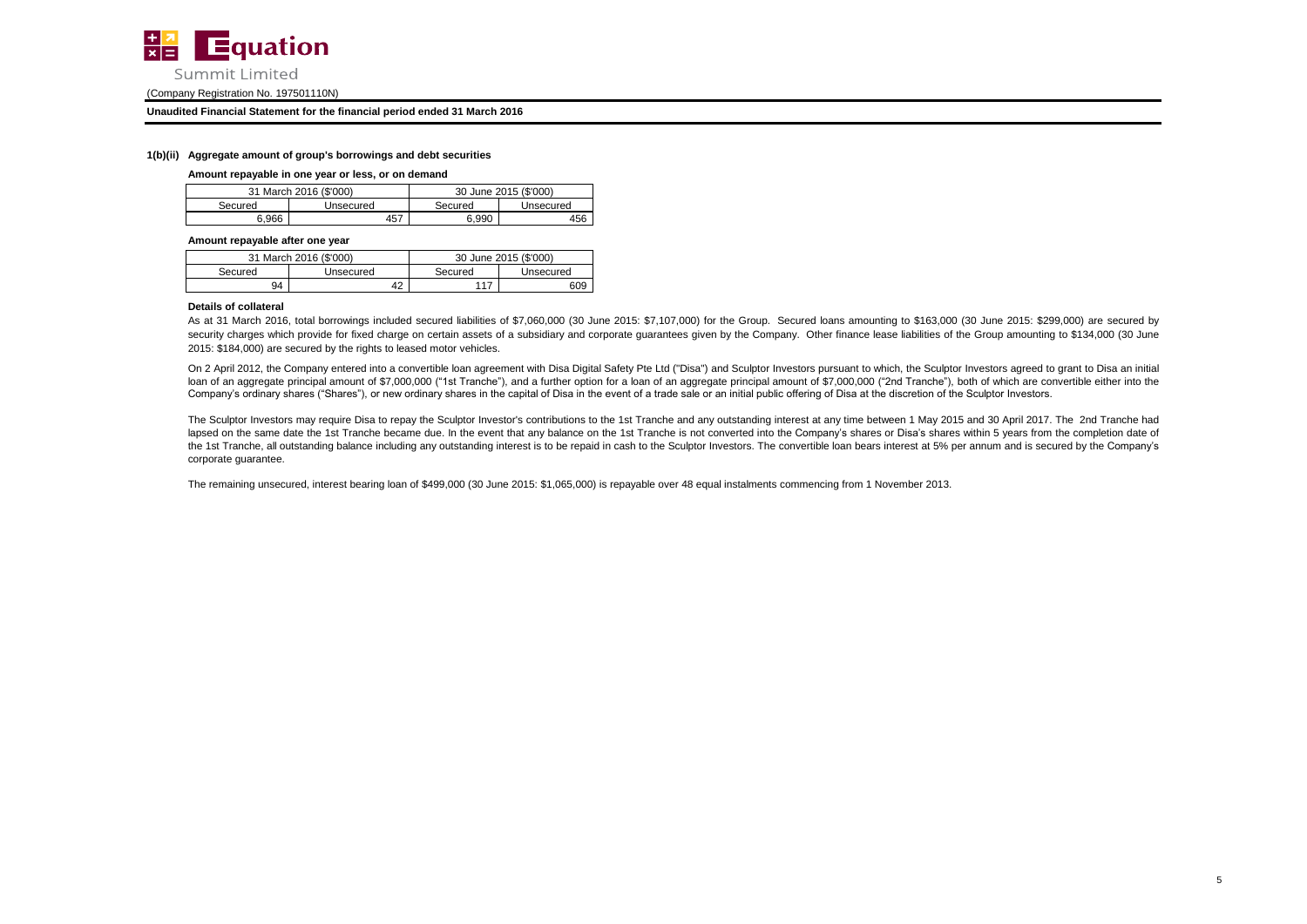# 1(b)(ii) Aggregate amount of group's borrowings and debt securities

**Amount repayable in one year or less, or on demand**

| 31 March 2016 ($'000) | | 30 June 2015 ($'000) | |
|---|---|---|---|
| Secured | Unsecured | Secured | Unsecured |
| 6,966 | 457 | 6,990 | 456 |

**Amount repayable after one year**

| 31 March 2016 ($'000) | | 30 June 2015 ($'000) | |
|---|---|---|---|
| Secured | Unsecured | Secured | Unsecured |
| 94 | 42 | 117 | 609 |

**Details of collateral**

As at 31 March 2016, total borrowings included secured liabilities of $7,060,000 (30 June 2015: $7,107,000) for the Group. Secured loans amounting to $163,000 (30 June 2015: $299,000) are secured by security charges which provide for fixed charge on certain assets of a subsidiary and corporate guarantees given by the Company. Other finance lease liabilities of the Group amounting to $134,000 (30 June 2015: $184,000) are secured by the rights to leased motor vehicles.

On 2 April 2012, the Company entered into a convertible loan agreement with Disa Digital Safety Pte Ltd ("Disa") and Sculptor Investors pursuant to which, the Sculptor Investors agreed to grant to Disa an initial loan of an aggregate principal amount of $7,000,000 ("1st Tranche"), and a further option for a loan of an aggregate principal amount of $7,000,000 ("2nd Tranche"), both of which are convertible either into the Company's ordinary shares ("Shares"), or new ordinary shares in the capital of Disa in the event of a trade sale or an initial public offering of Disa at the discretion of the Sculptor Investors.

The Sculptor Investors may require Disa to repay the Sculptor Investor's contributions to the 1st Tranche and any outstanding interest at any time between 1 May 2015 and 30 April 2017. The 2nd Tranche had lapsed on the same date the 1st Tranche became due. In the event that any balance on the 1st Tranche is not converted into the Company's shares or Disa's shares within 5 years from the completion date of the 1st Tranche, all outstanding balance including any outstanding interest is to be repaid in cash to the Sculptor Investors. The convertible loan bears interest at 5% per annum and is secured by the Company's corporate guarantee.

The remaining unsecured, interest bearing loan of $499,000 (30 June 2015: $1,065,000) is repayable over 48 equal instalments commencing from 1 November 2013.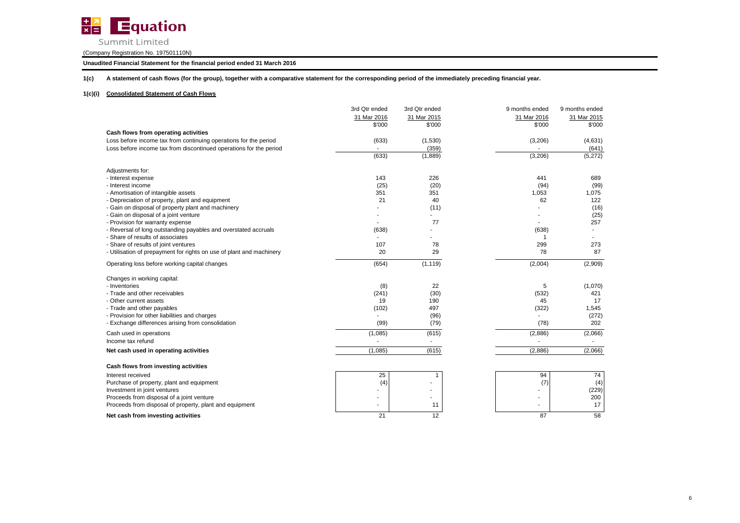Equation Summit Limited

(Company Registration No. 197501110N)

**Unaudited Financial Statement for the financial period ended 31 March 2016**

**1(c) A statement of cash flows (for the group), together with a comparative statement for the corresponding period of the immediately preceding financial year.**

**1(c)(i) Consolidated Statement of Cash Flows**

| | 3rd Qtr ended 31 Mar 2016 $'000 | 3rd Qtr ended 31 Mar 2015 $'000 | 9 months ended 31 Mar 2016 $'000 | 9 months ended 31 Mar 2015 $'000 |
|---|---|---|---|---|
| **Cash flows from operating activities** | | | | |
| Loss before income tax from continuing operations for the period | (633) | (1,530) | (3,206) | (4,631) |
| Loss before income tax from discontinued operations for the period | - | (359) | - | (641) |
| | (633) | (1,889) | (3,206) | (5,272) |
| Adjustments for: | | | | |
| - Interest expense | 143 | 226 | 441 | 689 |
| - Interest income | (25) | (20) | (94) | (99) |
| - Amortisation of intangible assets | 351 | 351 | 1,053 | 1,075 |
| - Depreciation of property, plant and equipment | 21 | 40 | 62 | 122 |
| - Gain on disposal of property plant and machinery | - | (11) | - | (16) |
| - Gain on disposal of a joint venture | - | - | - | (25) |
| - Provision for warranty expense | - | 77 | - | 257 |
| - Reversal of long outstanding payables and overstated accruals | (638) | - | (638) | - |
| - Share of results of associates | - | - | 1 | - |
| - Share of results of joint ventures | 107 | 78 | 299 | 273 |
| - Utilisation of prepayment for rights on use of plant and machinery | 20 | 29 | 78 | 87 |
| Operating loss before working capital changes | (654) | (1,119) | (2,004) | (2,909) |
| Changes in working capital: | | | | |
| - Inventories | (8) | 22 | 5 | (1,070) |
| - Trade and other receivables | (241) | (30) | (532) | 421 |
| - Other current assets | 19 | 190 | 45 | 17 |
| - Trade and other payables | (102) | 497 | (322) | 1,545 |
| - Provision for other liabilities and charges | - | (96) | - | (272) |
| - Exchange differences arising from consolidation | (99) | (79) | (78) | 202 |
| Cash used in operations | (1,085) | (615) | (2,886) | (2,066) |
| Income tax refund | - | - | - | - |
| **Net cash used in operating activities** | (1,085) | (615) | (2,886) | (2,066) |
| **Cash flows from investing activities** | | | | |
| Interest received | 25 | 1 | 94 | 74 |
| Purchase of property, plant and equipment | (4) | - | (7) | (4) |
| Investment in joint ventures | - | - | - | (229) |
| Proceeds from disposal of a joint venture | - | - | - | 200 |
| Proceeds from disposal of property, plant and equipment | - | 11 | - | 17 |
| **Net cash from investing activities** | 21 | 12 | 87 | 58 |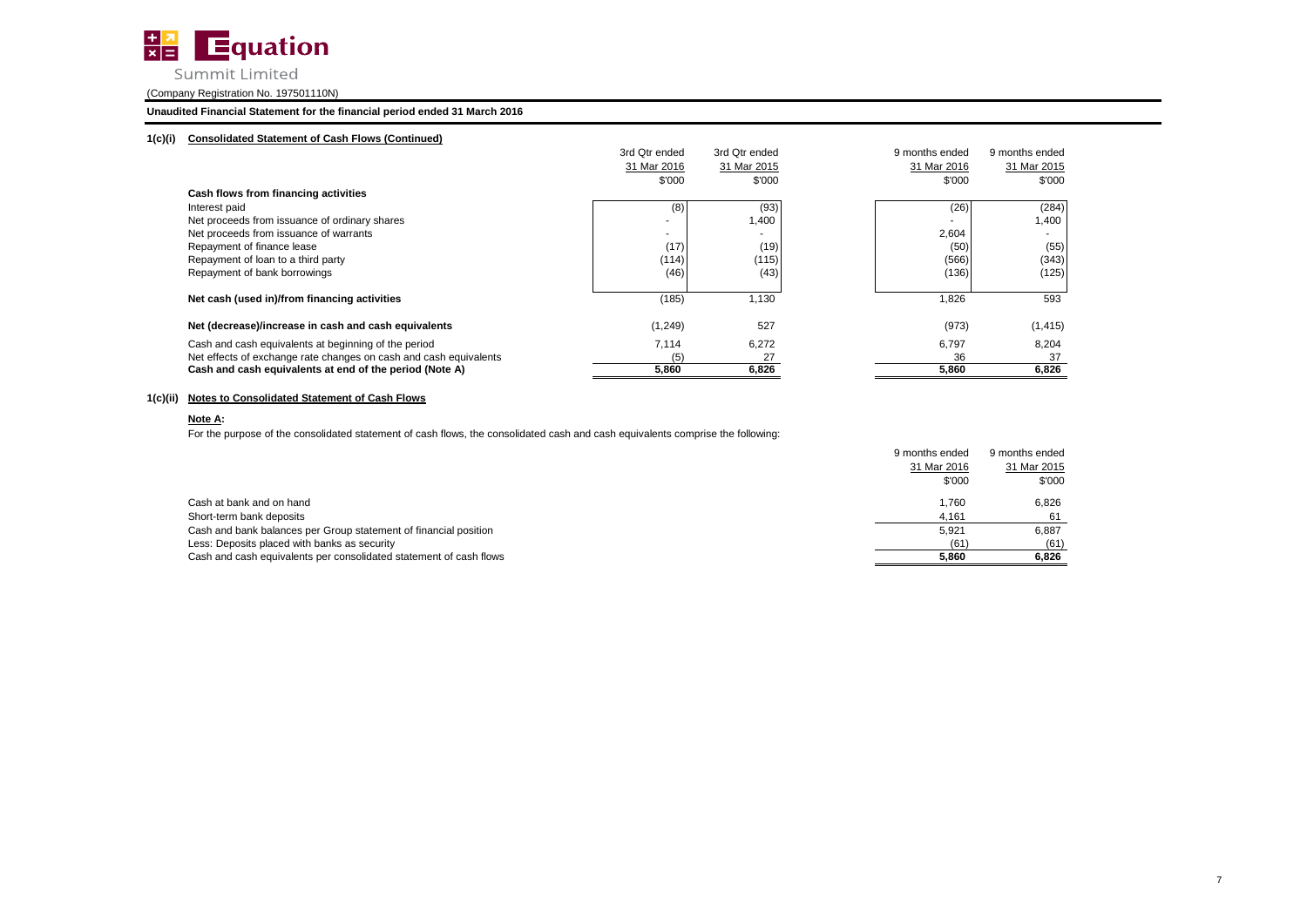Equation Summit Limited

(Company Registration No. 197501110N)

**Unaudited Financial Statement for the financial period ended 31 March 2016**

### 1(c)(i) Consolidated Statement of Cash Flows (Continued)

| | 3rd Qtr ended 31 Mar 2016 | 3rd Qtr ended 31 Mar 2015 | 9 months ended 31 Mar 2016 | 9 months ended 31 Mar 2015 |
|---|---|---|---|---|
| | $'000 | $'000 | $'000 | $'000 |
| **Cash flows from financing activities** | | | | |
| Interest paid | (8) | (93) | (26) | (284) |
| Net proceeds from issuance of ordinary shares | - | 1,400 | - | 1,400 |
| Net proceeds from issuance of warrants | - | - | 2,604 | - |
| Repayment of finance lease | (17) | (19) | (50) | (55) |
| Repayment of loan to a third party | (114) | (115) | (566) | (343) |
| Repayment of bank borrowings | (46) | (43) | (136) | (125) |
| **Net cash (used in)/from financing activities** | (185) | 1,130 | 1,826 | 593 |
| **Net (decrease)/increase in cash and cash equivalents** | (1,249) | 527 | (973) | (1,415) |
| Cash and cash equivalents at beginning of the period | 7,114 | 6,272 | 6,797 | 8,204 |
| Net effects of exchange rate changes on cash and cash equivalents | (5) | 27 | 36 | 37 |
| **Cash and cash equivalents at end of the period (Note A)** | **5,860** | **6,826** | **5,860** | **6,826** |

### 1(c)(ii) Notes to Consolidated Statement of Cash Flows

**Note A:**

For the purpose of the consolidated statement of cash flows, the consolidated cash and cash equivalents comprise the following:

| | 9 months ended 31 Mar 2016 | 9 months ended 31 Mar 2015 |
|---|---|---|
| | $'000 | $'000 |
| Cash at bank and on hand | 1,760 | 6,826 |
| Short-term bank deposits | 4,161 | 61 |
| Cash and bank balances per Group statement of financial position | 5,921 | 6,887 |
| Less: Deposits placed with banks as security | (61) | (61) |
| Cash and cash equivalents per consolidated statement of cash flows | **5,860** | **6,826** |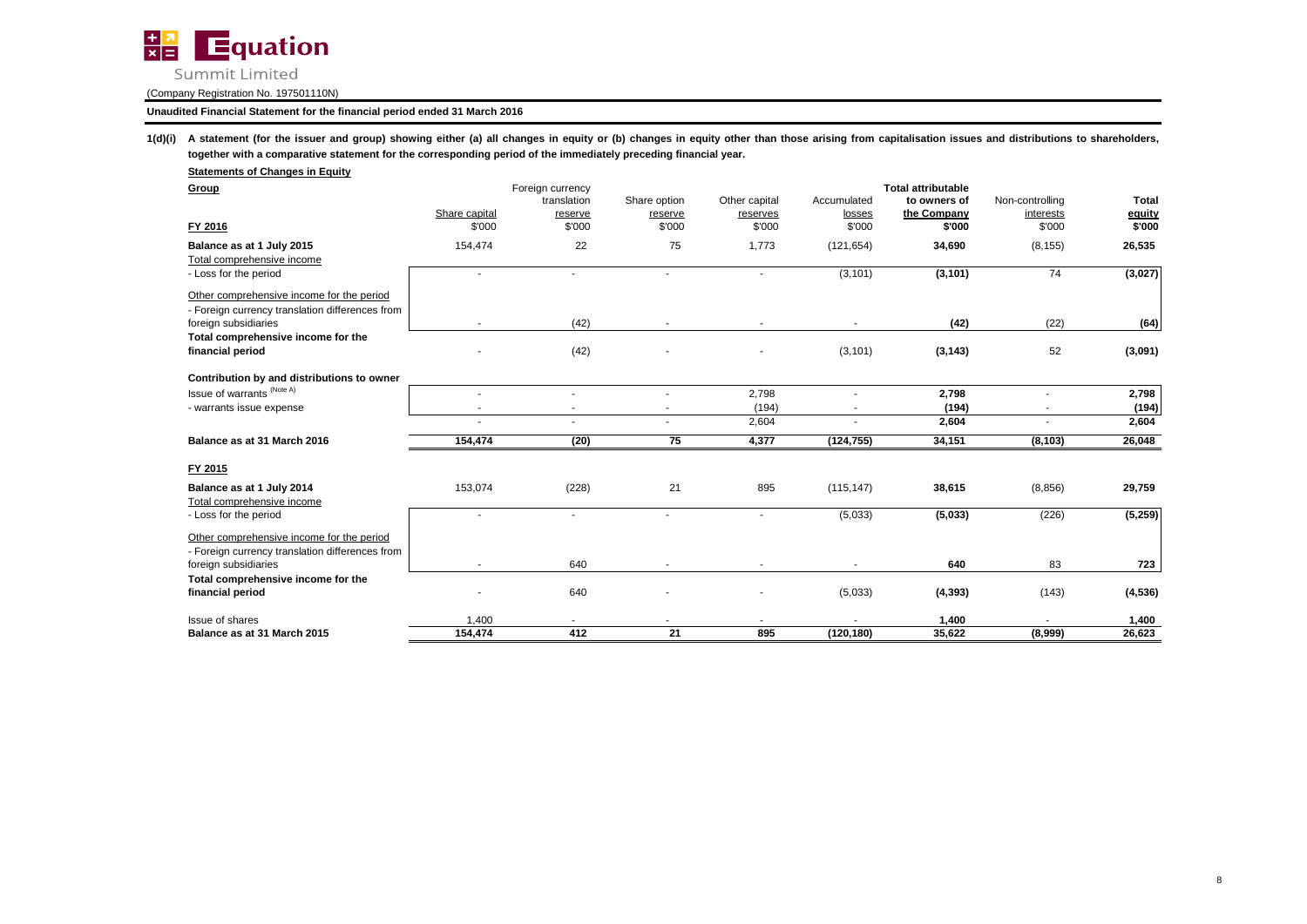Equation Summit Limited

(Company Registration No. 197501110N)

**Unaudited Financial Statement for the financial period ended 31 March 2016**

**1(d)(i) A statement (for the issuer and group) showing either (a) all changes in equity or (b) changes in equity other than those arising from capitalisation issues and distributions to shareholders, together with a comparative statement for the corresponding period of the immediately preceding financial year.**

**Statements of Changes in Equity**

| **Group** | Share capital | Foreign currency translation reserve | Share option reserve | Other capital reserves | Accumulated losses | **Total attributable to owners of the Company** | Non-controlling interests | **Total equity** |
|---|---|---|---|---|---|---|---|---|
| **FY 2016** | $'000 | $'000 | $'000 | $'000 | $'000 | **$'000** | $'000 | **$'000** |
| **Balance as at 1 July 2015** | 154,474 | 22 | 75 | 1,773 | (121,654) | **34,690** | (8,155) | **26,535** |
| Total comprehensive income | | | | | | | | |
| - Loss for the period | - | - | - | - | (3,101) | **(3,101)** | 74 | **(3,027)** |
| Other comprehensive income for the period | | | | | | | | |
| - Foreign currency translation differences from foreign subsidiaries | - | (42) | - | - | - | **(42)** | (22) | **(64)** |
| **Total comprehensive income for the financial period** | - | (42) | - | - | (3,101) | **(3,143)** | 52 | **(3,091)** |
| **Contribution by and distributions to owner** | | | | | | | | |
| Issue of warrants (Note A) | - | - | - | 2,798 | - | **2,798** | - | **2,798** |
| - warrants issue expense | - | - | - | (194) | - | **(194)** | - | **(194)** |
| | - | - | - | 2,604 | - | **2,604** | - | **2,604** |
| **Balance as at 31 March 2016** | **154,474** | **(20)** | **75** | **4,377** | **(124,755)** | **34,151** | **(8,103)** | **26,048** |
| **FY 2015** | | | | | | | | |
| **Balance as at 1 July 2014** | 153,074 | (228) | 21 | 895 | (115,147) | **38,615** | (8,856) | **29,759** |
| Total comprehensive income | | | | | | | | |
| - Loss for the period | - | - | - | - | (5,033) | **(5,033)** | (226) | **(5,259)** |
| Other comprehensive income for the period | | | | | | | | |
| - Foreign currency translation differences from foreign subsidiaries | - | 640 | - | - | - | **640** | 83 | **723** |
| **Total comprehensive income for the financial period** | - | 640 | - | - | (5,033) | **(4,393)** | (143) | **(4,536)** |
| Issue of shares | 1,400 | - | - | - | - | **1,400** | - | **1,400** |
| **Balance as at 31 March 2015** | **154,474** | **412** | **21** | **895** | **(120,180)** | **35,622** | **(8,999)** | **26,623** |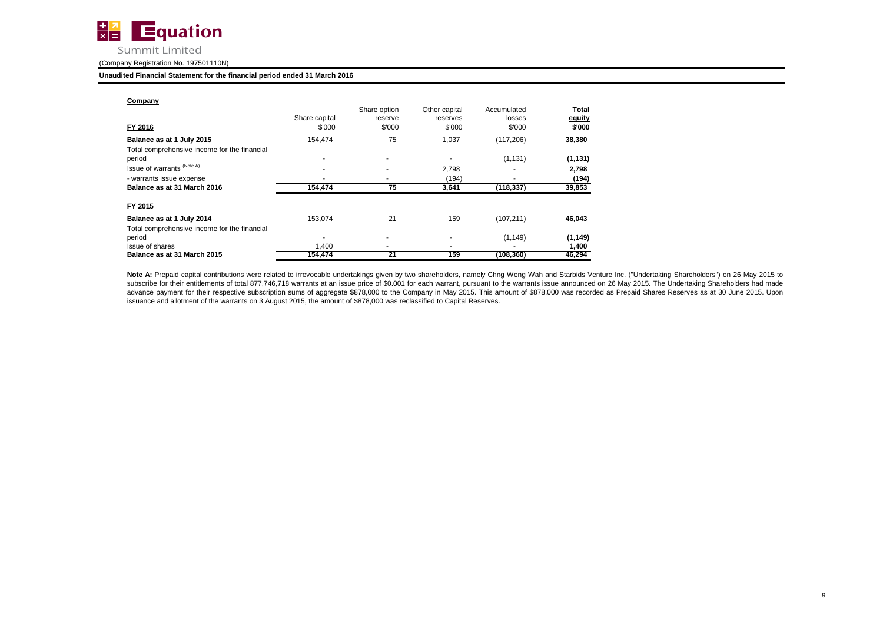**Equation** Summit Limited

(Company Registration No. 197501110N)

**Unaudited Financial Statement for the financial period ended 31 March 2016**

**Company**

| FY 2016 | Share capital $'000 | Share option reserve $'000 | Other capital reserves $'000 | Accumulated losses $'000 | **Total equity $'000** |
|---|---|---|---|---|---|
| **Balance as at 1 July 2015** | 154,474 | 75 | 1,037 | (117,206) | **38,380** |
| Total comprehensive income for the financial period | - | - | - | (1,131) | **(1,131)** |
| Issue of warrants (Note A) | - | - | 2,798 | - | **2,798** |
| - warrants issue expense | - | - | (194) | - | **(194)** |
| **Balance as at 31 March 2016** | **154,474** | **75** | **3,641** | **(118,337)** | **39,853** |
| **FY 2015** | | | | | |
| **Balance as at 1 July 2014** | 153,074 | 21 | 159 | (107,211) | **46,043** |
| Total comprehensive income for the financial period | - | - | - | (1,149) | **(1,149)** |
| Issue of shares | 1,400 | - | - | - | **1,400** |
| **Balance as at 31 March 2015** | **154,474** | **21** | **159** | **(108,360)** | **46,294** |

**Note A:** Prepaid capital contributions were related to irrevocable undertakings given by two shareholders, namely Chng Weng Wah and Starbids Venture Inc. ("Undertaking Shareholders") on 26 May 2015 to subscribe for their entitlements of total 877,746,718 warrants at an issue price of $0.001 for each warrant, pursuant to the warrants issue announced on 26 May 2015. The Undertaking Shareholders had made advance payment for their respective subscription sums of aggregate $878,000 to the Company in May 2015. This amount of $878,000 was recorded as Prepaid Shares Reserves as at 30 June 2015. Upon issuance and allotment of the warrants on 3 August 2015, the amount of $878,000 was reclassified to Capital Reserves.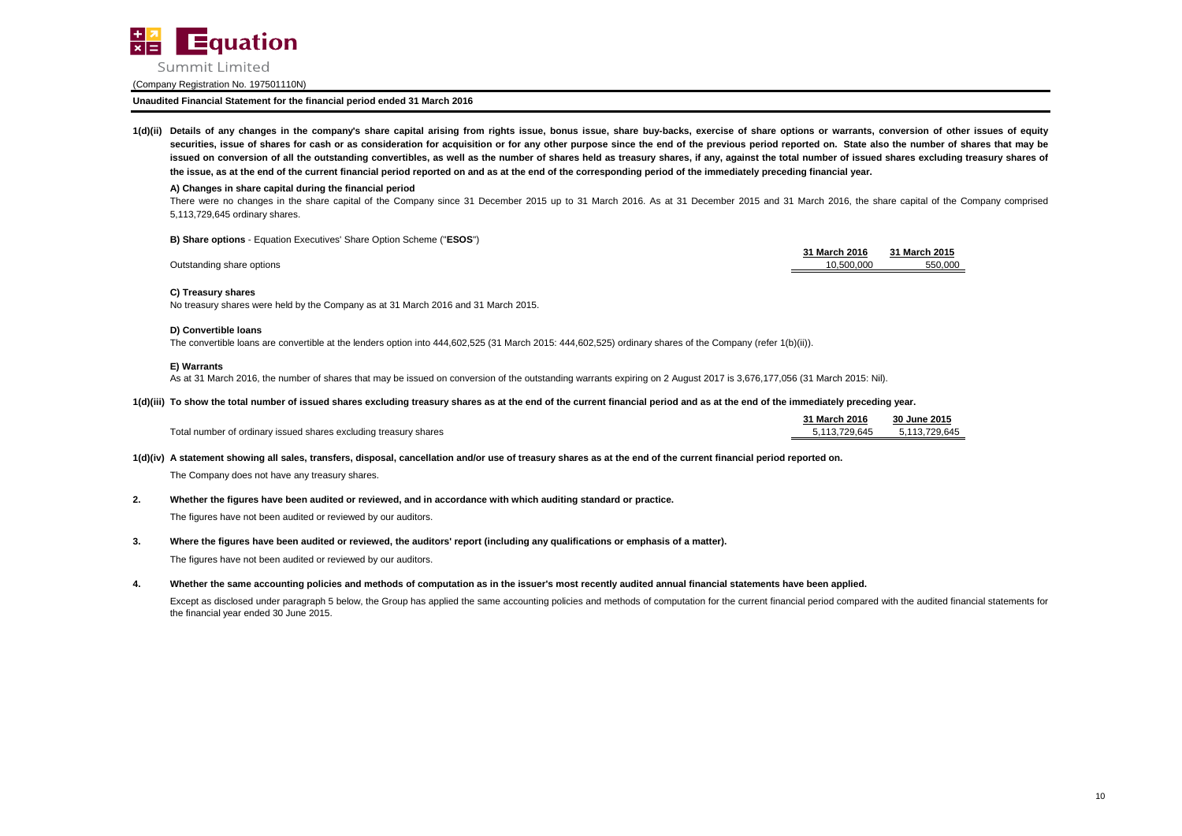Equation Summit Limited

(Company Registration No. 197501110N)

**Unaudited Financial Statement for the financial period ended 31 March 2016**

**1(d)(ii) Details of any changes in the company's share capital arising from rights issue, bonus issue, share buy-backs, exercise of share options or warrants, conversion of other issues of equity securities, issue of shares for cash or as consideration for acquisition or for any other purpose since the end of the previous period reported on. State also the number of shares that may be issued on conversion of all the outstanding convertibles, as well as the number of shares held as treasury shares, if any, against the total number of issued shares excluding treasury shares of the issue, as at the end of the current financial period reported on and as at the end of the corresponding period of the immediately preceding financial year.**

**A) Changes in share capital during the financial period**

There were no changes in the share capital of the Company since 31 December 2015 up to 31 March 2016. As at 31 December 2015 and 31 March 2016, the share capital of the Company comprised 5,113,729,645 ordinary shares.

**B) Share options** - Equation Executives' Share Option Scheme ("**ESOS**")

| | 31 March 2016 | 31 March 2015 |
|---|---|---|
| Outstanding share options | 10,500,000 | 550,000 |

**C) Treasury shares**

No treasury shares were held by the Company as at 31 March 2016 and 31 March 2015.

**D) Convertible loans**

The convertible loans are convertible at the lenders option into 444,602,525 (31 March 2015: 444,602,525) ordinary shares of the Company (refer 1(b)(ii)).

**E) Warrants**

As at 31 March 2016, the number of shares that may be issued on conversion of the outstanding warrants expiring on 2 August 2017 is 3,676,177,056 (31 March 2015: Nil).

**1(d)(iii) To show the total number of issued shares excluding treasury shares as at the end of the current financial period and as at the end of the immediately preceding year.**

| | 31 March 2016 | 30 June 2015 |
|---|---|---|
| Total number of ordinary issued shares excluding treasury shares | 5,113,729,645 | 5,113,729,645 |

**1(d)(iv) A statement showing all sales, transfers, disposal, cancellation and/or use of treasury shares as at the end of the current financial period reported on.**

The Company does not have any treasury shares.

**2. Whether the figures have been audited or reviewed, and in accordance with which auditing standard or practice.**

The figures have not been audited or reviewed by our auditors.

**3. Where the figures have been audited or reviewed, the auditors' report (including any qualifications or emphasis of a matter).**

The figures have not been audited or reviewed by our auditors.

**4. Whether the same accounting policies and methods of computation as in the issuer's most recently audited annual financial statements have been applied.**

Except as disclosed under paragraph 5 below, the Group has applied the same accounting policies and methods of computation for the current financial period compared with the audited financial statements for the financial year ended 30 June 2015.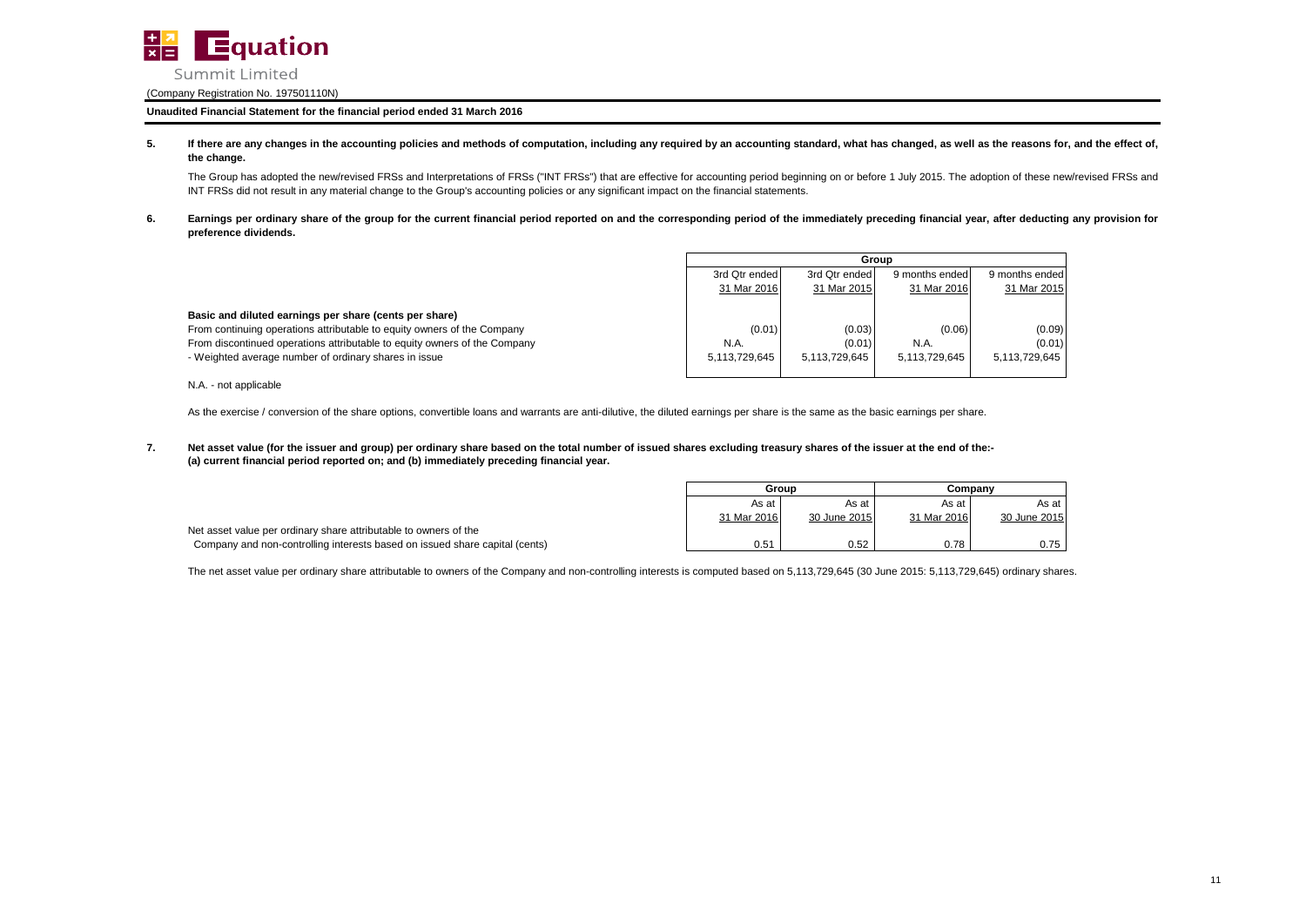**Unaudited Financial Statement for the financial period ended 31 March 2016**

**5. If there are any changes in the accounting policies and methods of computation, including any required by an accounting standard, what has changed, as well as the reasons for, and the effect of, the change.**

The Group has adopted the new/revised FRSs and Interpretations of FRSs ("INT FRSs") that are effective for accounting period beginning on or before 1 July 2015. The adoption of these new/revised FRSs and INT FRSs did not result in any material change to the Group's accounting policies or any significant impact on the financial statements.

**6. Earnings per ordinary share of the group for the current financial period reported on and the corresponding period of the immediately preceding financial year, after deducting any provision for preference dividends.**

| | Group | | | |
|---|---|---|---|---|
| | 3rd Qtr ended 31 Mar 2016 | 3rd Qtr ended 31 Mar 2015 | 9 months ended 31 Mar 2016 | 9 months ended 31 Mar 2015 |
| **Basic and diluted earnings per share (cents per share)** | | | | |
| From continuing operations attributable to equity owners of the Company | (0.01) | (0.03) | (0.06) | (0.09) |
| From discontinued operations attributable to equity owners of the Company | N.A. | (0.01) | N.A. | (0.01) |
| - Weighted average number of ordinary shares in issue | 5,113,729,645 | 5,113,729,645 | 5,113,729,645 | 5,113,729,645 |

N.A. - not applicable

As the exercise / conversion of the share options, convertible loans and warrants are anti-dilutive, the diluted earnings per share is the same as the basic earnings per share.

**7. Net asset value (for the issuer and group) per ordinary share based on the total number of issued shares excluding treasury shares of the issuer at the end of the:- (a) current financial period reported on; and (b) immediately preceding financial year.**

| | Group | | Company | |
|---|---|---|---|---|
| | As at 31 Mar 2016 | As at 30 June 2015 | As at 31 Mar 2016 | As at 30 June 2015 |
| Net asset value per ordinary share attributable to owners of the Company and non-controlling interests based on issued share capital (cents) | 0.51 | 0.52 | 0.78 | 0.75 |

The net asset value per ordinary share attributable to owners of the Company and non-controlling interests is computed based on 5,113,729,645 (30 June 2015: 5,113,729,645) ordinary shares.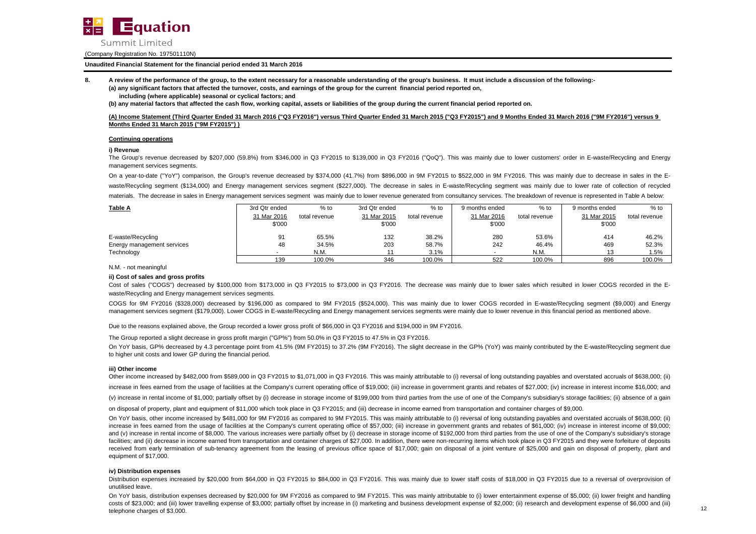**8. A review of the performance of the group, to the extent necessary for a reasonable understanding of the group's business. It must include a discussion of the following:-**

**(a) any significant factors that affected the turnover, costs, and earnings of the group for the current financial period reported on, including (where applicable) seasonal or cyclical factors; and**

**(b) any material factors that affected the cash flow, working capital, assets or liabilities of the group during the current financial period reported on.**

**(A) Income Statement (Third Quarter Ended 31 March 2016 ("Q3 FY2016") versus Third Quarter Ended 31 March 2015 ("Q3 FY2015") and 9 Months Ended 31 March 2016 ("9M FY2016") versus 9 Months Ended 31 March 2015 ("9M FY2015") )**

**Continuing operations**

**i) Revenue**

The Group's revenue decreased by $207,000 (59.8%) from $346,000 in Q3 FY2015 to $139,000 in Q3 FY2016 ("QoQ"). This was mainly due to lower customers' order in E-waste/Recycling and Energy management services segments.

On a year-to-date ("YoY") comparison, the Group's revenue decreased by $374,000 (41.7%) from $896,000 in 9M FY2015 to $522,000 in 9M FY2016. This was mainly due to decrease in sales in the E-waste/Recycling segment ($134,000) and Energy management services segment ($227,000). The decrease in sales in E-waste/Recycling segment was mainly due to lower rate of collection of recycled materials. The decrease in sales in Energy management services segment was mainly due to lower revenue generated from consultancy services. The breakdown of revenue is represented in Table A below:

| Table A | 3rd Qtr ended 31 Mar 2016 $'000 | % to total revenue | 3rd Qtr ended 31 Mar 2015 $'000 | % to total revenue | 9 months ended 31 Mar 2016 $'000 | % to total revenue | 9 months ended 31 Mar 2015 $'000 | % to total revenue |
|---|---|---|---|---|---|---|---|---|
| E-waste/Recycling | 91 | 65.5% | 132 | 38.2% | 280 | 53.6% | 414 | 46.2% |
| Energy management services | 48 | 34.5% | 203 | 58.7% | 242 | 46.4% | 469 | 52.3% |
| Technology | - | N.M. | 11 | 3.1% | - | N.M. | 13 | 1.5% |
| | 139 | 100.0% | 346 | 100.0% | 522 | 100.0% | 896 | 100.0% |

N.M. - not meaningful

**ii) Cost of sales and gross profits**

Cost of sales ("COGS") decreased by $100,000 from $173,000 in Q3 FY2015 to $73,000 in Q3 FY2016. The decrease was mainly due to lower sales which resulted in lower COGS recorded in the E-waste/Recycling and Energy management services segments.

COGS for 9M FY2016 ($328,000) decreased by $196,000 as compared to 9M FY2015 ($524,000). This was mainly due to lower COGS recorded in E-waste/Recycling segment ($9,000) and Energy management services segment ($179,000). Lower COGS in E-waste/Recycling and Energy management services segments were mainly due to lower revenue in this financial period as mentioned above.

Due to the reasons explained above, the Group recorded a lower gross profit of $66,000 in Q3 FY2016 and $194,000 in 9M FY2016.

The Group reported a slight decrease in gross profit margin ("GP%") from 50.0% in Q3 FY2015 to 47.5% in Q3 FY2016.

On YoY basis, GP% decreased by 4.3 percentage point from 41.5% (9M FY2015) to 37.2% (9M FY2016). The slight decrease in the GP% (YoY) was mainly contributed by the E-waste/Recycling segment due to higher unit costs and lower GP during the financial period.

**iii) Other income**

Other income increased by $482,000 from $589,000 in Q3 FY2015 to $1,071,000 in Q3 FY2016. This was mainly attributable to (i) reversal of long outstanding payables and overstated accruals of $638,000; (ii) increase in fees earned from the usage of facilities at the Company's current operating office of $19,000; (iii) increase in government grants and rebates of $27,000; (iv) increase in interest income $16,000; and (v) increase in rental income of $1,000; partially offset by (i) decrease in storage income of $199,000 from third parties from the use of one of the Company's subsidiary's storage facilities; (ii) absence of a gain on disposal of property, plant and equipment of $11,000 which took place in Q3 FY2015; and (iii) decrease in income earned from transportation and container charges of $9,000.

On YoY basis, other income increased by $481,000 for 9M FY2016 as compared to 9M FY2015. This was mainly attributable to (i) reversal of long outstanding payables and overstated accruals of $638,000; (ii) increase in fees earned from the usage of facilities at the Company's current operating office of $57,000; (iii) increase in government grants and rebates of $61,000; (iv) increase in interest income of $9,000; and (v) increase in rental income of $8,000. The various increases were partially offset by (i) decrease in storage income of $192,000 from third parties from the use of one of the Company's subsidiary's storage facilities; and (ii) decrease in income earned from transportation and container charges of $27,000. In addition, there were non-recurring items which took place in Q3 FY2015 and they were forfeiture of deposits received from early termination of sub-tenancy agreement from the leasing of previous office space of $17,000; gain on disposal of a joint venture of $25,000 and gain on disposal of property, plant and equipment of $17,000.

**iv) Distribution expenses**

Distribution expenses increased by $20,000 from $64,000 in Q3 FY2015 to $84,000 in Q3 FY2016. This was mainly due to lower staff costs of $18,000 in Q3 FY2015 due to a reversal of overprovision of unutilised leave.

On YoY basis, distribution expenses decreased by $20,000 for 9M FY2016 as compared to 9M FY2015. This was mainly attributable to (i) lower entertainment expense of $5,000; (ii) lower freight and handling costs of $23,000; and (iii) lower travelling expense of $3,000; partially offset by increase in (i) marketing and business development expense of $2,000; (ii) research and development expense of $6,000 and (iii) telephone charges of $3,000.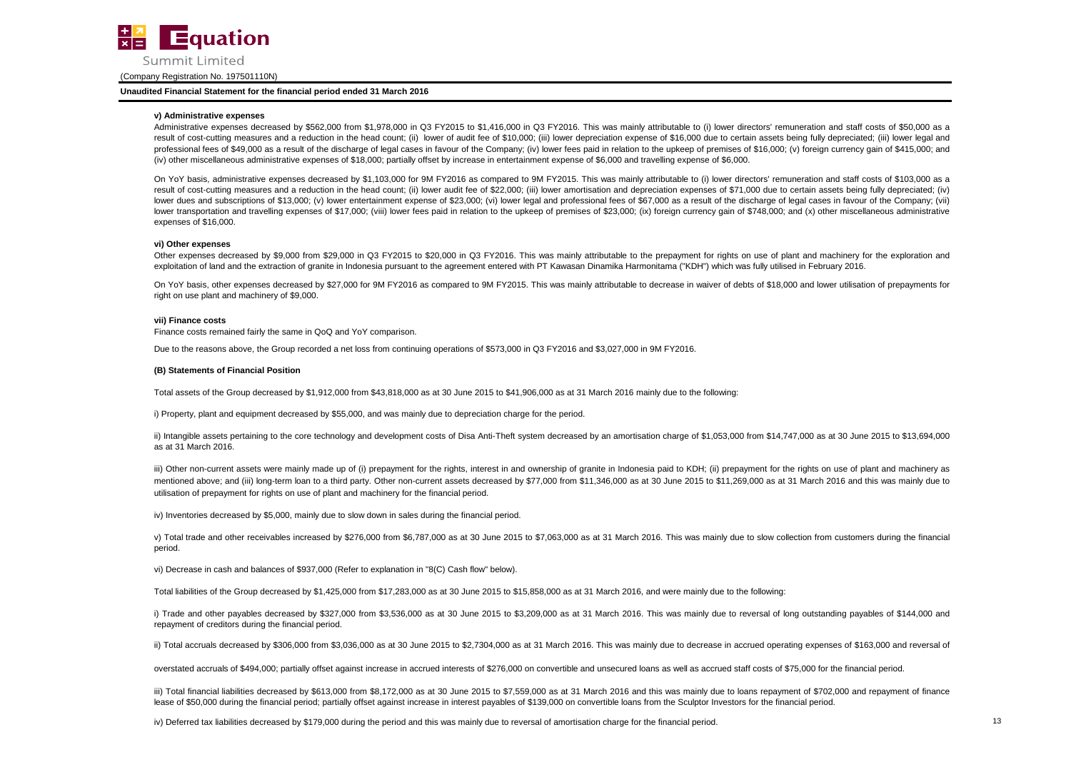#### v) Administrative expenses

Administrative expenses decreased by $562,000 from $1,978,000 in Q3 FY2015 to $1,416,000 in Q3 FY2016. This was mainly attributable to (i) lower directors' remuneration and staff costs of $50,000 as a result of cost-cutting measures and a reduction in the head count; (ii) lower of audit fee of $10,000; (iii) lower depreciation expense of $16,000 due to certain assets being fully depreciated; (iii) lower legal and professional fees of $49,000 as a result of the discharge of legal cases in favour of the Company; (iv) lower fees paid in relation to the upkeep of premises of $16,000; (v) foreign currency gain of $415,000; and (iv) other miscellaneous administrative expenses of $18,000; partially offset by increase in entertainment expense of $6,000 and travelling expense of $6,000.

On YoY basis, administrative expenses decreased by $1,103,000 for 9M FY2016 as compared to 9M FY2015. This was mainly attributable to (i) lower directors' remuneration and staff costs of $103,000 as a result of cost-cutting measures and a reduction in the head count; (ii) lower audit fee of $22,000; (iii) lower amortisation and depreciation expenses of $71,000 due to certain assets being fully depreciated; (iv) lower dues and subscriptions of $13,000; (v) lower entertainment expense of $23,000; (vi) lower legal and professional fees of $67,000 as a result of the discharge of legal cases in favour of the Company; (vii) lower transportation and travelling expenses of $17,000; (viii) lower fees paid in relation to the upkeep of premises of $23,000; (ix) foreign currency gain of $748,000; and (x) other miscellaneous administrative expenses of $16,000.

#### vi) Other expenses

Other expenses decreased by $9,000 from $29,000 in Q3 FY2015 to $20,000 in Q3 FY2016. This was mainly attributable to the prepayment for rights on use of plant and machinery for the exploration and exploitation of land and the extraction of granite in Indonesia pursuant to the agreement entered with PT Kawasan Dinamika Harmonitama ("KDH") which was fully utilised in February 2016.

On YoY basis, other expenses decreased by $27,000 for 9M FY2016 as compared to 9M FY2015. This was mainly attributable to decrease in waiver of debts of $18,000 and lower utilisation of prepayments for right on use plant and machinery of $9,000.

#### vii) Finance costs

Finance costs remained fairly the same in QoQ and YoY comparison.

Due to the reasons above, the Group recorded a net loss from continuing operations of $573,000 in Q3 FY2016 and $3,027,000 in 9M FY2016.

#### (B) Statements of Financial Position

Total assets of the Group decreased by $1,912,000 from $43,818,000 as at 30 June 2015 to $41,906,000 as at 31 March 2016 mainly due to the following:

i) Property, plant and equipment decreased by $55,000, and was mainly due to depreciation charge for the period.

ii) Intangible assets pertaining to the core technology and development costs of Disa Anti-Theft system decreased by an amortisation charge of $1,053,000 from $14,747,000 as at 30 June 2015 to $13,694,000 as at 31 March 2016.

iii) Other non-current assets were mainly made up of (i) prepayment for the rights, interest in and ownership of granite in Indonesia paid to KDH; (ii) prepayment for the rights on use of plant and machinery as mentioned above; and (iii) long-term loan to a third party. Other non-current assets decreased by $77,000 from $11,346,000 as at 30 June 2015 to $11,269,000 as at 31 March 2016 and this was mainly due to utilisation of prepayment for rights on use of plant and machinery for the financial period.

iv) Inventories decreased by $5,000, mainly due to slow down in sales during the financial period.

v) Total trade and other receivables increased by $276,000 from $6,787,000 as at 30 June 2015 to $7,063,000 as at 31 March 2016. This was mainly due to slow collection from customers during the financial period.

vi) Decrease in cash and balances of $937,000 (Refer to explanation in "8(C) Cash flow" below).

Total liabilities of the Group decreased by $1,425,000 from $17,283,000 as at 30 June 2015 to $15,858,000 as at 31 March 2016, and were mainly due to the following:

i) Trade and other payables decreased by $327,000 from $3,536,000 as at 30 June 2015 to $3,209,000 as at 31 March 2016. This was mainly due to reversal of long outstanding payables of $144,000 and repayment of creditors during the financial period.

ii) Total accruals decreased by $306,000 from $3,036,000 as at 30 June 2015 to $2,7304,000 as at 31 March 2016. This was mainly due to decrease in accrued operating expenses of $163,000 and reversal of

overstated accruals of $494,000; partially offset against increase in accrued interests of $276,000 on convertible and unsecured loans as well as accrued staff costs of $75,000 for the financial period.

iii) Total financial liabilities decreased by $613,000 from $8,172,000 as at 30 June 2015 to $7,559,000 as at 31 March 2016 and this was mainly due to loans repayment of $702,000 and repayment of finance lease of $50,000 during the financial period; partially offset against increase in interest payables of $139,000 on convertible loans from the Sculptor Investors for the financial period.

iv) Deferred tax liabilities decreased by $179,000 during the period and this was mainly due to reversal of amortisation charge for the financial period.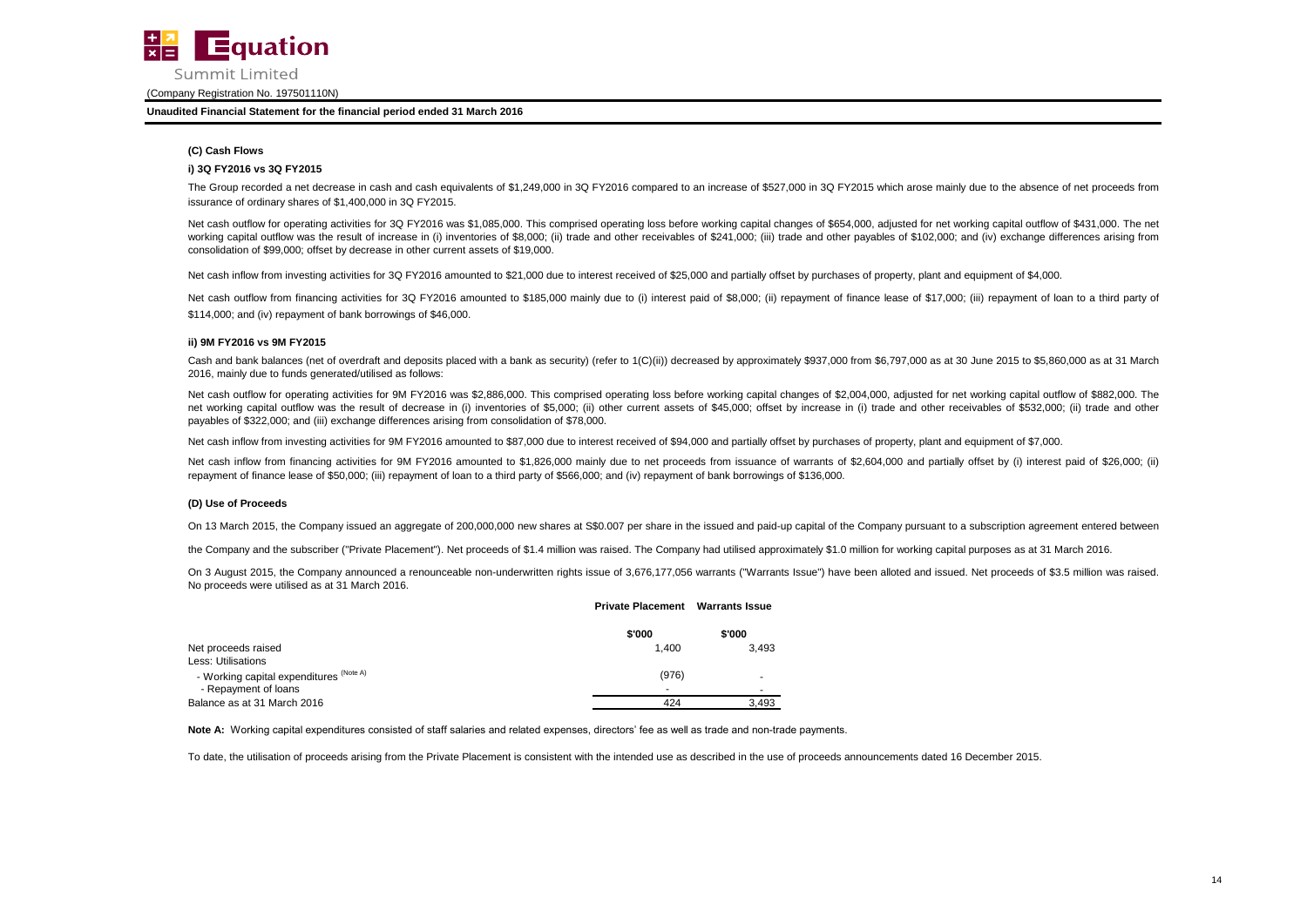**Unaudited Financial Statement for the financial period ended 31 March 2016**

### (C) Cash Flows

#### i) 3Q FY2016 vs 3Q FY2015

The Group recorded a net decrease in cash and cash equivalents of $1,249,000 in 3Q FY2016 compared to an increase of $527,000 in 3Q FY2015 which arose mainly due to the absence of net proceeds from issurance of ordinary shares of $1,400,000 in 3Q FY2015.

Net cash outflow for operating activities for 3Q FY2016 was $1,085,000. This comprised operating loss before working capital changes of $654,000, adjusted for net working capital outflow of $431,000. The net working capital outflow was the result of increase in (i) inventories of $8,000; (ii) trade and other receivables of $241,000; (iii) trade and other payables of $102,000; and (iv) exchange differences arising from consolidation of $99,000; offset by decrease in other current assets of $19,000.

Net cash inflow from investing activities for 3Q FY2016 amounted to $21,000 due to interest received of $25,000 and partially offset by purchases of property, plant and equipment of $4,000.

Net cash outflow from financing activities for 3Q FY2016 amounted to $185,000 mainly due to (i) interest paid of $8,000; (ii) repayment of finance lease of $17,000; (iii) repayment of loan to a third party of $114,000; and (iv) repayment of bank borrowings of $46,000.

#### ii) 9M FY2016 vs 9M FY2015

Cash and bank balances (net of overdraft and deposits placed with a bank as security) (refer to 1(C)(ii)) decreased by approximately $937,000 from $6,797,000 as at 30 June 2015 to $5,860,000 as at 31 March 2016, mainly due to funds generated/utilised as follows:

Net cash outflow for operating activities for 9M FY2016 was $2,886,000. This comprised operating loss before working capital changes of $2,004,000, adjusted for net working capital outflow of $882,000. The net working capital outflow was the result of decrease in (i) inventories of $5,000; (ii) other current assets of $45,000; offset by increase in (i) trade and other receivables of $532,000; (ii) trade and other payables of $322,000; and (iii) exchange differences arising from consolidation of $78,000.

Net cash inflow from investing activities for 9M FY2016 amounted to $87,000 due to interest received of $94,000 and partially offset by purchases of property, plant and equipment of $7,000.

Net cash inflow from financing activities for 9M FY2016 amounted to $1,826,000 mainly due to net proceeds from issuance of warrants of $2,604,000 and partially offset by (i) interest paid of $26,000; (ii) repayment of finance lease of $50,000; (iii) repayment of loan to a third party of $566,000; and (iv) repayment of bank borrowings of $136,000.

### (D) Use of Proceeds

On 13 March 2015, the Company issued an aggregate of 200,000,000 new shares at S$0.007 per share in the issued and paid-up capital of the Company pursuant to a subscription agreement entered between

the Company and the subscriber ("Private Placement"). Net proceeds of $1.4 million was raised. The Company had utilised approximately $1.0 million for working capital purposes as at 31 March 2016.

On 3 August 2015, the Company announced a renounceable non-underwritten rights issue of 3,676,177,056 warrants ("Warrants Issue") have been alloted and issued. Net proceeds of $3.5 million was raised. No proceeds were utilised as at 31 March 2016.

| | Private Placement | Warrants Issue |
|---|---|---|
| | $'000 | $'000 |
| Net proceeds raised | 1,400 | 3,493 |
| Less: Utilisations | | |
| - Working capital expenditures (Note A) | (976) | - |
| - Repayment of loans | - | - |
| Balance as at 31 March 2016 | 424 | 3,493 |

**Note A:** Working capital expenditures consisted of staff salaries and related expenses, directors' fee as well as trade and non-trade payments.

To date, the utilisation of proceeds arising from the Private Placement is consistent with the intended use as described in the use of proceeds announcements dated 16 December 2015.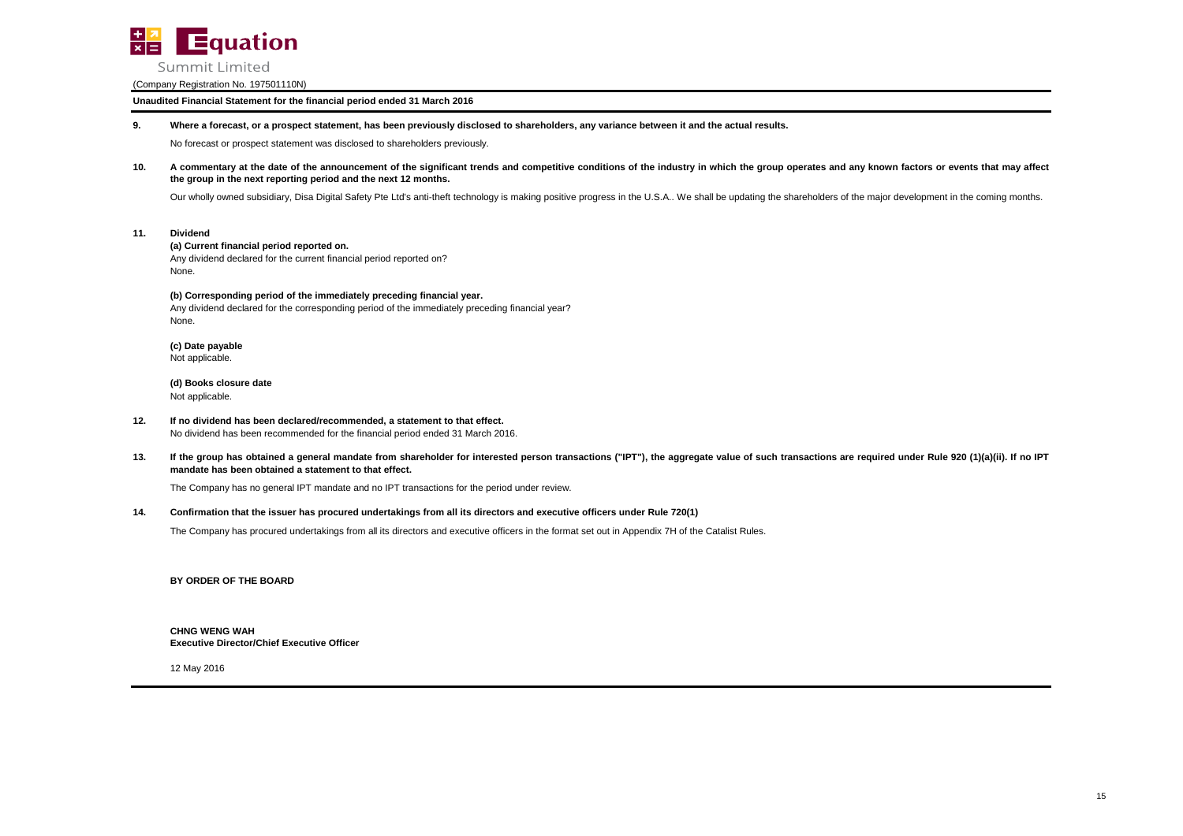**9. Where a forecast, or a prospect statement, has been previously disclosed to shareholders, any variance between it and the actual results.**

No forecast or prospect statement was disclosed to shareholders previously.

**10. A commentary at the date of the announcement of the significant trends and competitive conditions of the industry in which the group operates and any known factors or events that may affect the group in the next reporting period and the next 12 months.**

Our wholly owned subsidiary, Disa Digital Safety Pte Ltd's anti-theft technology is making positive progress in the U.S.A.. We shall be updating the shareholders of the major development in the coming months.

**11. Dividend**

**(a) Current financial period reported on.**
Any dividend declared for the current financial period reported on?
None.

**(b) Corresponding period of the immediately preceding financial year.**
Any dividend declared for the corresponding period of the immediately preceding financial year?
None.

**(c) Date payable**
Not applicable.

**(d) Books closure date**
Not applicable.

**12. If no dividend has been declared/recommended, a statement to that effect.**
No dividend has been recommended for the financial period ended 31 March 2016.

**13. If the group has obtained a general mandate from shareholder for interested person transactions ("IPT"), the aggregate value of such transactions are required under Rule 920 (1)(a)(ii). If no IPT mandate has been obtained a statement to that effect.**

The Company has no general IPT mandate and no IPT transactions for the period under review.

**14. Confirmation that the issuer has procured undertakings from all its directors and executive officers under Rule 720(1)**

The Company has procured undertakings from all its directors and executive officers in the format set out in Appendix 7H of the Catalist Rules.

**BY ORDER OF THE BOARD**

**CHNG WENG WAH**
**Executive Director/Chief Executive Officer**

12 May 2016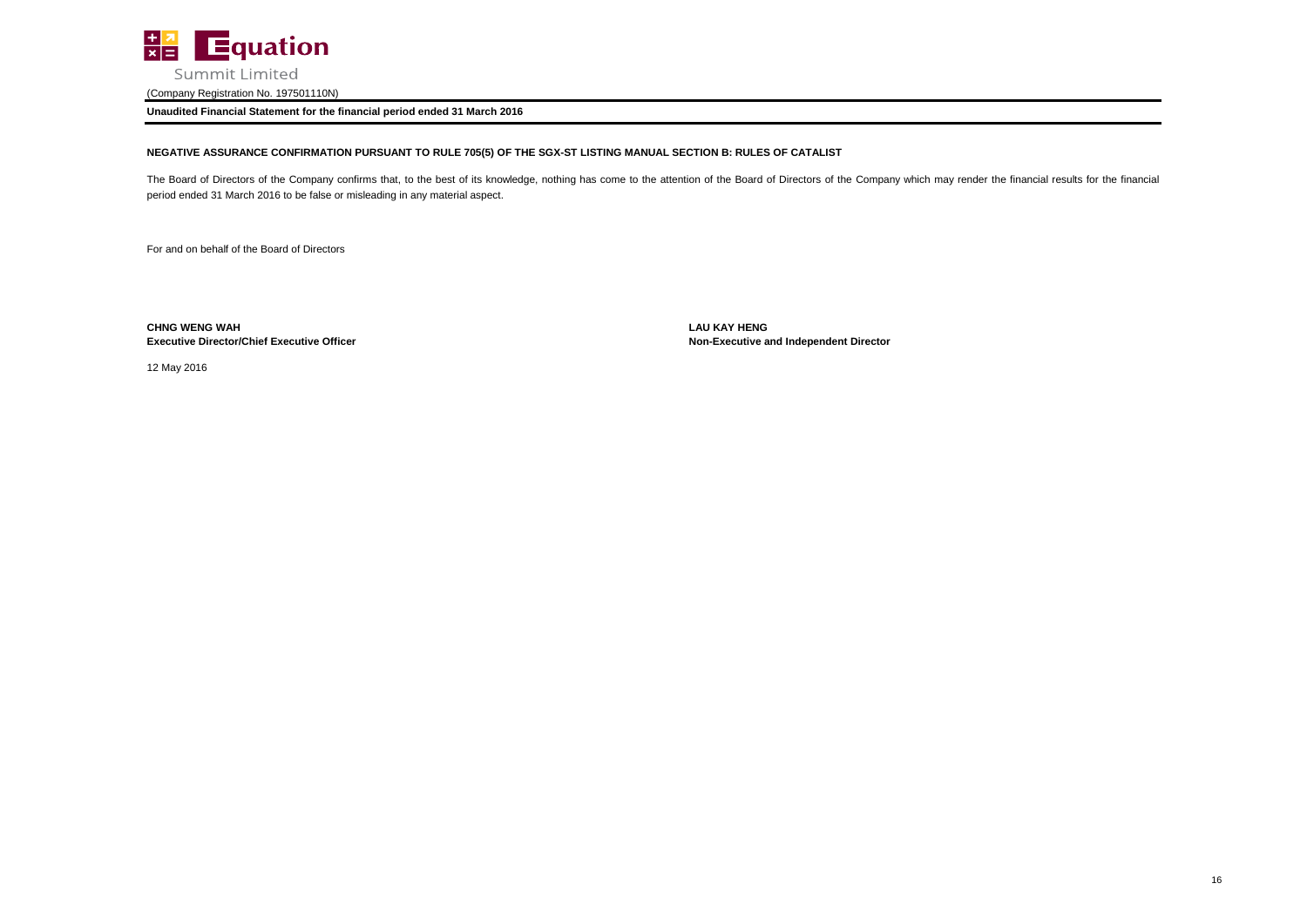**Equation Summit Limited**

(Company Registration No. 197501110N)

**Unaudited Financial Statement for the financial period ended 31 March 2016**

**NEGATIVE ASSURANCE CONFIRMATION PURSUANT TO RULE 705(5) OF THE SGX-ST LISTING MANUAL SECTION B: RULES OF CATALIST**

The Board of Directors of the Company confirms that, to the best of its knowledge, nothing has come to the attention of the Board of Directors of the Company which may render the financial results for the financial period ended 31 March 2016 to be false or misleading in any material aspect.

For and on behalf of the Board of Directors

**CHNG WENG WAH**
**Executive Director/Chief Executive Officer**

**LAU KAY HENG**
**Non-Executive and Independent Director**

12 May 2016